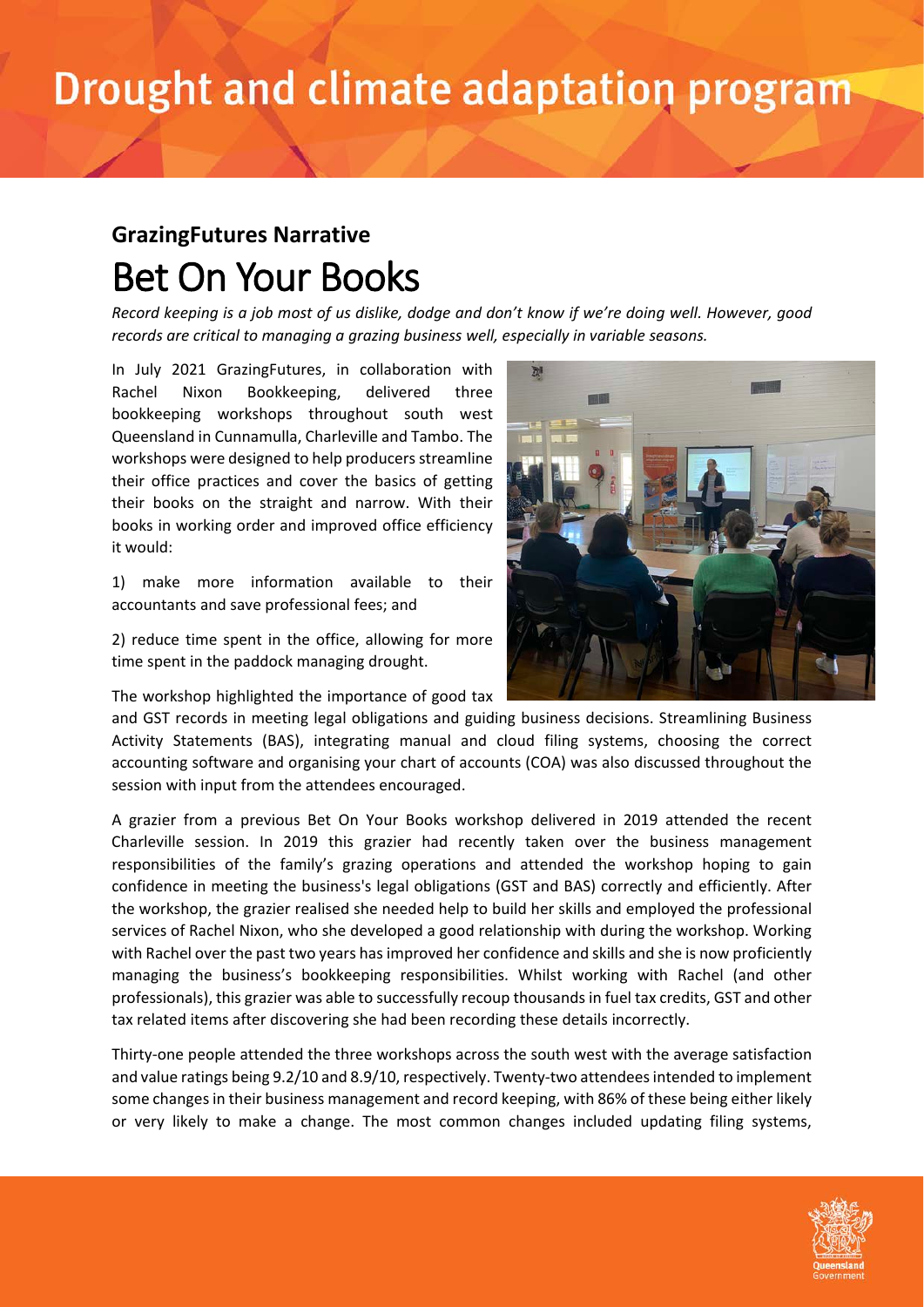# Drought and climate adaptation program

### GrazingFutures Narrative

## Bet On Your Books

*Record keeping is a job most of us dislike, dodge and don't know if we're doing well. However, good records are critical to managing a grazing business well, especially in variable seasons.*

In July 2021 GrazingFutures, in collaboration with Rachel Nixon Bookkeeping, delivered three bookkeeping workshops throughout south west Queensland in Cunnamulla, Charleville and Tambo. The workshops were designed to help producers streamline their office practices and cover the basics of getting their books on the straight and narrow. With their books in working order and improved office efficiency it would:

1) make more information available to their accountants and save professional fees; and

2) reduce time spent in the office, allowing for more time spent in the paddock managing drought.

The workshop highlighted the importance of good tax and GST records in meeting legal obligations and guiding business decisions. Streamlining Business Activity Statements (BAS), integrating manual and cloud filing systems, choosing the correct accounting software and organising your chart of accounts (COA) was also discussed throughout the session with input from the attendees encouraged.

A grazier from a previous Bet On Your Books workshop delivered in 2019 attended the recent Charleville session. In 2019 this grazier had recently taken over the business management responsibilities of the family's grazing operations and attended the workshop hoping to gain confidence in meeting the business's legal obligations (GST and BAS) correctly and efficiently. After the workshop, the grazier realised she needed help to build her skills and employed the professional services of Rachel Nixon, who she developed a good relationship with during the workshop. Working with Rachel over the past two years has improved her confidence and skills and she is now proficiently managing the business's bookkeeping responsibilities. Whilst working with Rachel (and other professionals), this grazier was able to successfully recoup thousands in fuel tax credits, GST and other tax related items after discovering she had been recording these details incorrectly.

Thirty-one people attended the three workshops across the south west with the average satisfaction and value ratings being 9.2/10 and 8.9/10, respectively. Twenty-two attendees intended to implement some changes in their business management and record keeping, with 86% of these being either likely or very likely to make a change. The most common changes included updating filing systems,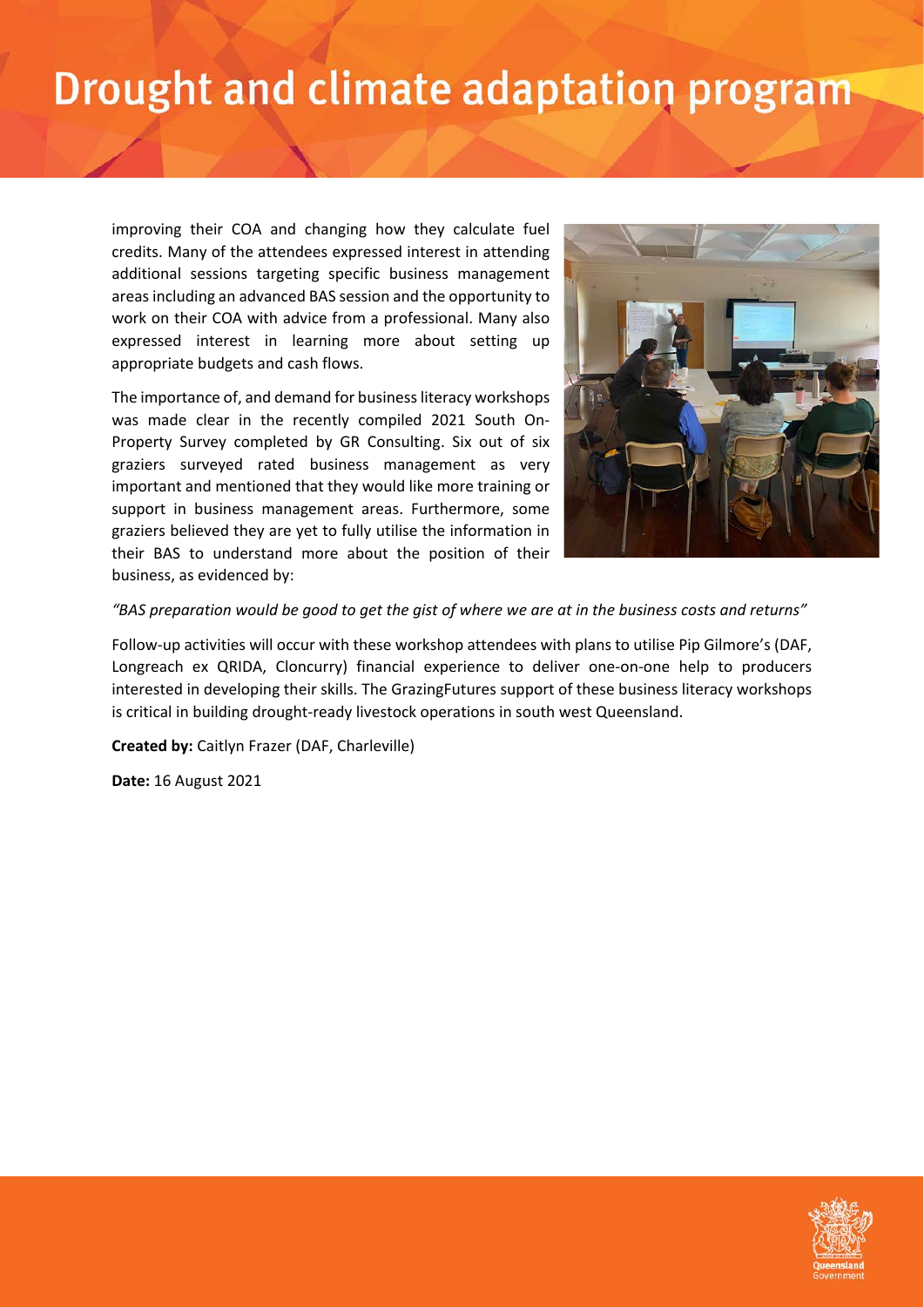improving their COA and changing how they calculate fuel credits. Many of the attendees expressed interest in attending additional sessions targeting specific business management areas including an advanced BAS session and the opportunity to work on their COA with advice from a professional. Many also expressed interest in learning more about setting up appropriate budgets and cash flows.

The importance of, and demand for business literacy workshops was made clear in the recently compiled 2021 South On-Property Survey completed by GR Consulting. Six out of six graziers surveyed rated business management as very important and mentioned that they would like more training or support in business management areas. Furthermore, some graziers believed they are yet to fully utilise the information in their BAS to understand more about the position of their business, as evidenced by:

*"BAS preparation would be good to get the gist of where we are at in the business costs and returns"*

Follow-up activities will occur with these workshop attendees with plans to utilise Pip Gilmore's (DAF, Longreach ex QRIDA, Cloncurry) financial experience to deliver one-on-one help to producers interested in developing their skills. The GrazingFutures support of these business literacy workshops is critical in building drought-ready livestock operations in south west Queensland.

**Created by:** Caitlyn Frazer (DAF, Charleville)

**Date:** 16 August 2021